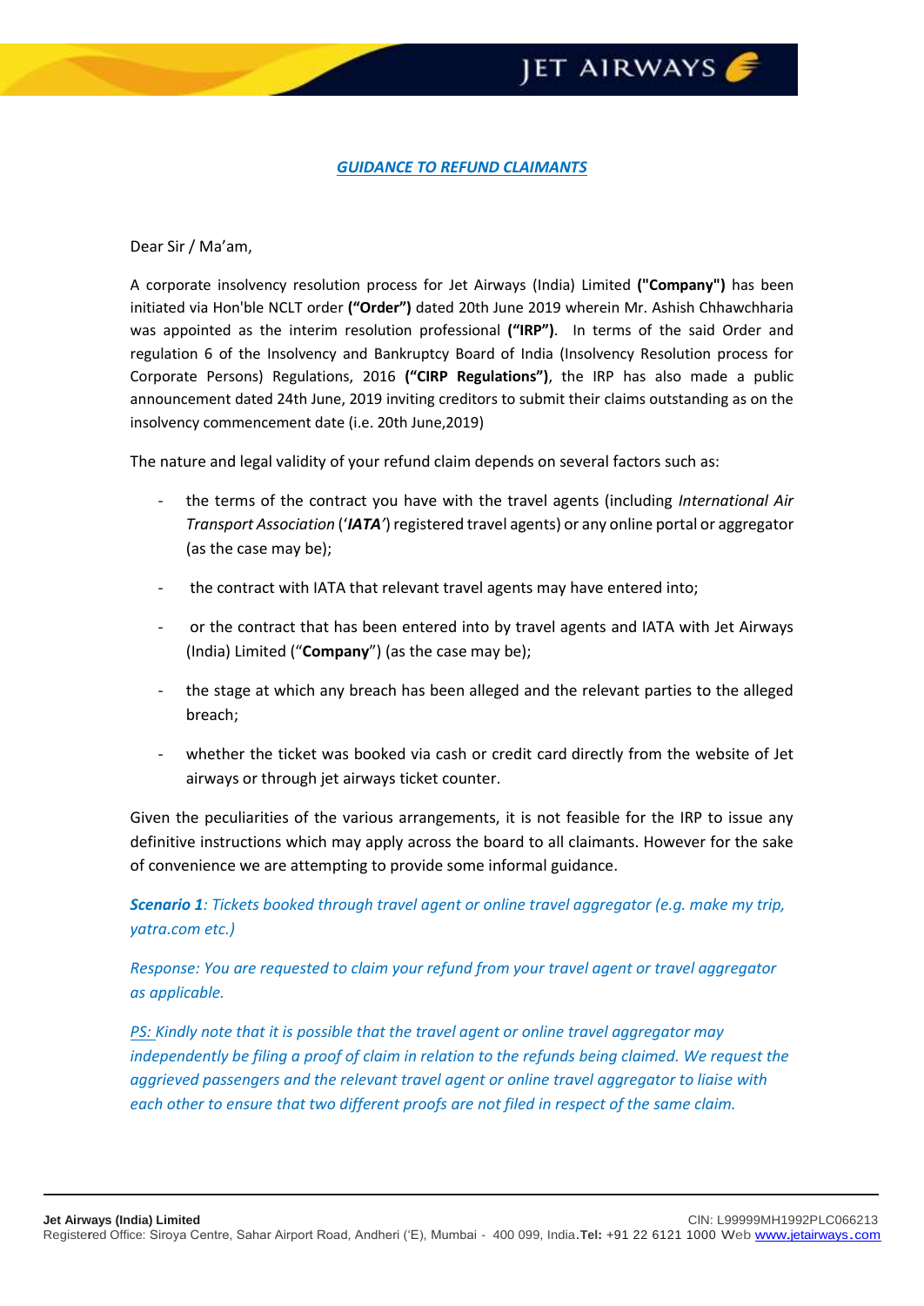## ***GUIDANCE TO REFUND CLAIMANTS***

Dear Sir / Ma'am,

A corporate insolvency resolution process for Jet Airways (India) Limited **("Company")** has been initiated via Hon'ble NCLT order **("Order")** dated 20th June 2019 wherein Mr. Ashish Chhawchharia was appointed as the interim resolution professional **("IRP")**. In terms of the said Order and regulation 6 of the Insolvency and Bankruptcy Board of India (Insolvency Resolution process for Corporate Persons) Regulations, 2016 **("CIRP Regulations")**, the IRP has also made a public announcement dated 24th June, 2019 inviting creditors to submit their claims outstanding as on the insolvency commencement date (i.e. 20th June,2019)

The nature and legal validity of your refund claim depends on several factors such as:

- the terms of the contract you have with the travel agents (including *International Air Transport Association* ('***IATA***') registered travel agents) or any online portal or aggregator (as the case may be);
- the contract with IATA that relevant travel agents may have entered into;
- or the contract that has been entered into by travel agents and IATA with Jet Airways (India) Limited ("**Company**") (as the case may be);
- the stage at which any breach has been alleged and the relevant parties to the alleged breach;
- whether the ticket was booked via cash or credit card directly from the website of Jet airways or through jet airways ticket counter.

Given the peculiarities of the various arrangements, it is not feasible for the IRP to issue any definitive instructions which may apply across the board to all claimants. However for the sake of convenience we are attempting to provide some informal guidance.

***Scenario 1****: Tickets booked through travel agent or online travel aggregator (e.g. make my trip, yatra.com etc.)*

*Response: You are requested to claim your refund from your travel agent or travel aggregator as applicable.*

*PS: Kindly note that it is possible that the travel agent or online travel aggregator may independently be filing a proof of claim in relation to the refunds being claimed. We request the aggrieved passengers and the relevant travel agent or online travel aggregator to liaise with each other to ensure that two different proofs are not filed in respect of the same claim.*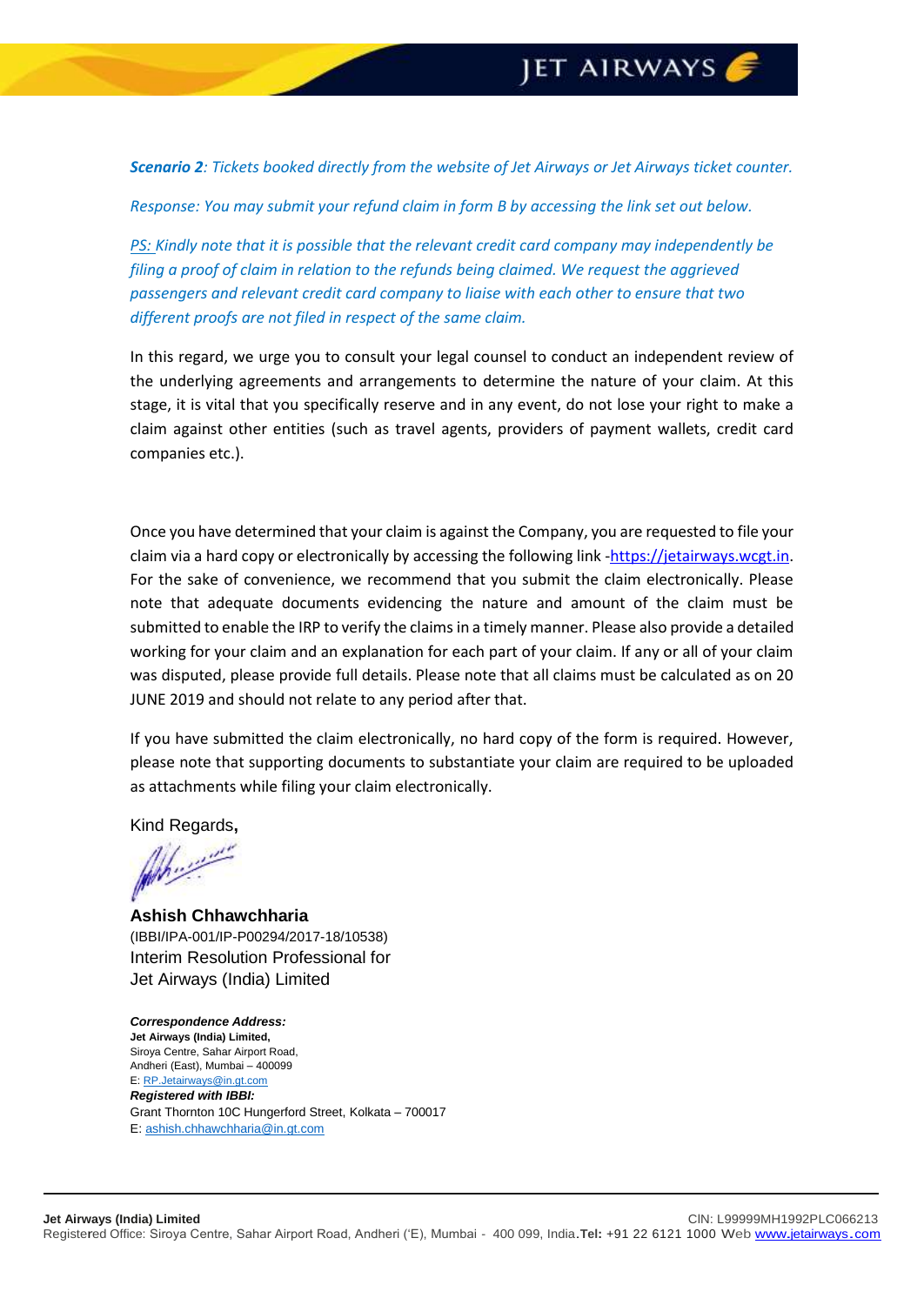***Scenario 2**: Tickets booked directly from the website of Jet Airways or Jet Airways ticket counter.*

*Response: You may submit your refund claim in form B by accessing the link set out below.*

*PS: Kindly note that it is possible that the relevant credit card company may independently be filing a proof of claim in relation to the refunds being claimed. We request the aggrieved passengers and relevant credit card company to liaise with each other to ensure that two different proofs are not filed in respect of the same claim.*

In this regard, we urge you to consult your legal counsel to conduct an independent review of the underlying agreements and arrangements to determine the nature of your claim. At this stage, it is vital that you specifically reserve and in any event, do not lose your right to make a claim against other entities (such as travel agents, providers of payment wallets, credit card companies etc.).

Once you have determined that your claim is against the Company, you are requested to file your claim via a hard copy or electronically by accessing the following link -https://jetairways.wcgt.in. For the sake of convenience, we recommend that you submit the claim electronically. Please note that adequate documents evidencing the nature and amount of the claim must be submitted to enable the IRP to verify the claims in a timely manner. Please also provide a detailed working for your claim and an explanation for each part of your claim. If any or all of your claim was disputed, please provide full details. Please note that all claims must be calculated as on 20 JUNE 2019 and should not relate to any period after that.

If you have submitted the claim electronically, no hard copy of the form is required. However, please note that supporting documents to substantiate your claim are required to be uploaded as attachments while filing your claim electronically.

Kind Regards,

**Ashish Chhawchharia**
(IBBI/IPA-001/IP-P00294/2017-18/10538)
Interim Resolution Professional for
Jet Airways (India) Limited

***Correspondence Address:***
**Jet Airways (India) Limited,**
Siroya Centre, Sahar Airport Road,
Andheri (East), Mumbai – 400099
E: RP.Jetairways@in.gt.com
***Registered with IBBI:***
Grant Thornton 10C Hungerford Street, Kolkata – 700017
E: ashish.chhawchharia@in.gt.com

**Jet Airways (India) Limited** CIN: L99999MH1992PLC066213
Registered Office: Siroya Centre, Sahar Airport Road, Andheri ('E), Mumbai - 400 099, India. **Tel:** +91 22 6121 1000 Web www.jetairways.com